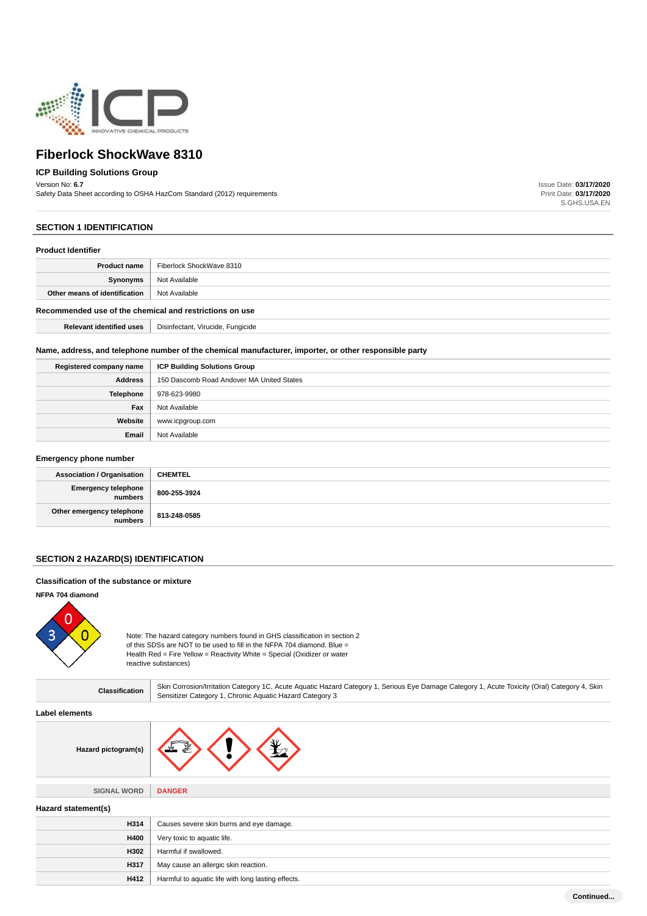# Fiberlock ShockWave 8310

### ICP Building Solutions Group

Version No: **6.7**
Safety Data Sheet according to OSHA HazCom Standard (2012) requirements

Issue Date: **03/17/2020**
Print Date: **03/17/2020**
S.GHS.USA.EN

## SECTION 1 IDENTIFICATION

### Product Identifier

| | |
|---|---|
| **Product name** | Fiberlock ShockWave 8310 |
| **Synonyms** | Not Available |
| **Other means of identification** | Not Available |

### Recommended use of the chemical and restrictions on use

| | |
|---|---|
| **Relevant identified uses** | Disinfectant, Virucide, Fungicide |

### Name, address, and telephone number of the chemical manufacturer, importer, or other responsible party

| | |
|---|---|
| **Registered company name** | **ICP Building Solutions Group** |
| **Address** | 150 Dascomb Road Andover MA United States |
| **Telephone** | 978-623-9980 |
| **Fax** | Not Available |
| **Website** | www.icpgroup.com |
| **Email** | Not Available |

### Emergency phone number

| | |
|---|---|
| **Association / Organisation** | **CHEMTEL** |
| **Emergency telephone numbers** | **800-255-3924** |
| **Other emergency telephone numbers** | **813-248-0585** |

## SECTION 2 HAZARD(S) IDENTIFICATION

### Classification of the substance or mixture

**NFPA 704 diamond**

Health (Blue): 3, Fire (Red): 0, Reactivity (Yellow): 0, Special (White): blank

Note: The hazard category numbers found in GHS classification in section 2 of this SDSs are NOT to be used to fill in the NFPA 704 diamond. Blue = Health Red = Fire Yellow = Reactivity White = Special (Oxidizer or water reactive substances)

| | |
|---|---|
| **Classification** | Skin Corrosion/Irritation Category 1C, Acute Aquatic Hazard Category 1, Serious Eye Damage Category 1, Acute Toxicity (Oral) Category 4, Skin Sensitizer Category 1, Chronic Aquatic Hazard Category 3 |

### Label elements

| | |
|---|---|
| **Hazard pictogram(s)** | Corrosion, Exclamation mark, Environment |
| SIGNAL WORD | **DANGER** |

### Hazard statement(s)

| | |
|---|---|
| **H314** | Causes severe skin burns and eye damage. |
| **H400** | Very toxic to aquatic life. |
| **H302** | Harmful if swallowed. |
| **H317** | May cause an allergic skin reaction. |
| **H412** | Harmful to aquatic life with long lasting effects. |

Continued...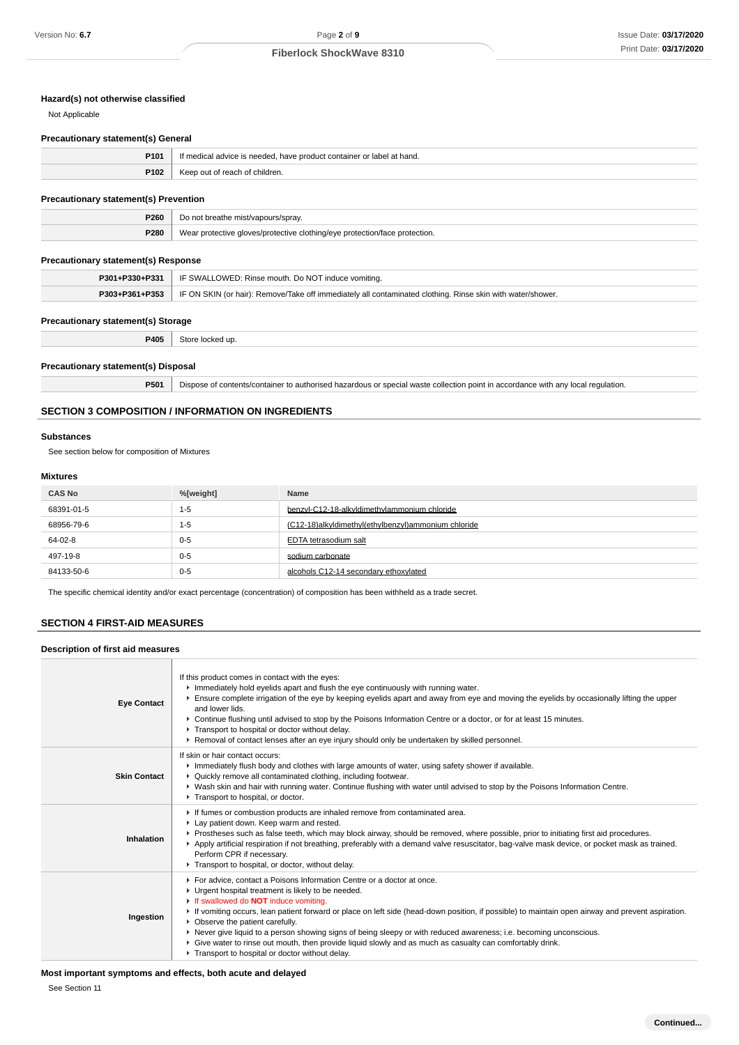### Hazard(s) not otherwise classified

Not Applicable

### Precautionary statement(s) General

| | |
|---|---|
| **P101** | If medical advice is needed, have product container or label at hand. |
| **P102** | Keep out of reach of children. |

### Precautionary statement(s) Prevention

| | |
|---|---|
| **P260** | Do not breathe mist/vapours/spray. |
| **P280** | Wear protective gloves/protective clothing/eye protection/face protection. |

### Precautionary statement(s) Response

| | |
|---|---|
| **P301+P330+P331** | IF SWALLOWED: Rinse mouth. Do NOT induce vomiting. |
| **P303+P361+P353** | IF ON SKIN (or hair): Remove/Take off immediately all contaminated clothing. Rinse skin with water/shower. |

### Precautionary statement(s) Storage

| | |
|---|---|
| **P405** | Store locked up. |

### Precautionary statement(s) Disposal

| | |
|---|---|
| **P501** | Dispose of contents/container to authorised hazardous or special waste collection point in accordance with any local regulation. |

## SECTION 3 COMPOSITION / INFORMATION ON INGREDIENTS

### Substances

See section below for composition of Mixtures

### Mixtures

| CAS No | %[weight] | Name |
|---|---|---|
| 68391-01-5 | 1-5 | benzyl-C12-18-alkyldimethylammonium chloride |
| 68956-79-6 | 1-5 | (C12-18)alkyldimethyl(ethylbenzyl)ammonium chloride |
| 64-02-8 | 0-5 | EDTA tetrasodium salt |
| 497-19-8 | 0-5 | sodium carbonate |
| 84133-50-6 | 0-5 | alcohols C12-14 secondary ethoxylated |

The specific chemical identity and/or exact percentage (concentration) of composition has been withheld as a trade secret.

## SECTION 4 FIRST-AID MEASURES

### Description of first aid measures

| | |
|---|---|
| **Eye Contact** | If this product comes in contact with the eyes:<br>▸ Immediately hold eyelids apart and flush the eye continuously with running water.<br>▸ Ensure complete irrigation of the eye by keeping eyelids apart and away from eye and moving the eyelids by occasionally lifting the upper and lower lids.<br>▸ Continue flushing until advised to stop by the Poisons Information Centre or a doctor, or for at least 15 minutes.<br>▸ Transport to hospital or doctor without delay.<br>▸ Removal of contact lenses after an eye injury should only be undertaken by skilled personnel. |
| **Skin Contact** | If skin or hair contact occurs:<br>▸ Immediately flush body and clothes with large amounts of water, using safety shower if available.<br>▸ Quickly remove all contaminated clothing, including footwear.<br>▸ Wash skin and hair with running water. Continue flushing with water until advised to stop by the Poisons Information Centre.<br>▸ Transport to hospital, or doctor. |
| **Inhalation** | ▸ If fumes or combustion products are inhaled remove from contaminated area.<br>▸ Lay patient down. Keep warm and rested.<br>▸ Prostheses such as false teeth, which may block airway, should be removed, where possible, prior to initiating first aid procedures.<br>▸ Apply artificial respiration if not breathing, preferably with a demand valve resuscitator, bag-valve mask device, or pocket mask as trained. Perform CPR if necessary.<br>▸ Transport to hospital, or doctor, without delay. |
| **Ingestion** | ▸ For advice, contact a Poisons Information Centre or a doctor at once.<br>▸ Urgent hospital treatment is likely to be needed.<br>▸ If swallowed do **NOT** induce vomiting.<br>▸ If vomiting occurs, lean patient forward or place on left side (head-down position, if possible) to maintain open airway and prevent aspiration.<br>▸ Observe the patient carefully.<br>▸ Never give liquid to a person showing signs of being sleepy or with reduced awareness; i.e. becoming unconscious.<br>▸ Give water to rinse out mouth, then provide liquid slowly and as much as casualty can comfortably drink.<br>▸ Transport to hospital or doctor without delay. |

### Most important symptoms and effects, both acute and delayed

See Section 11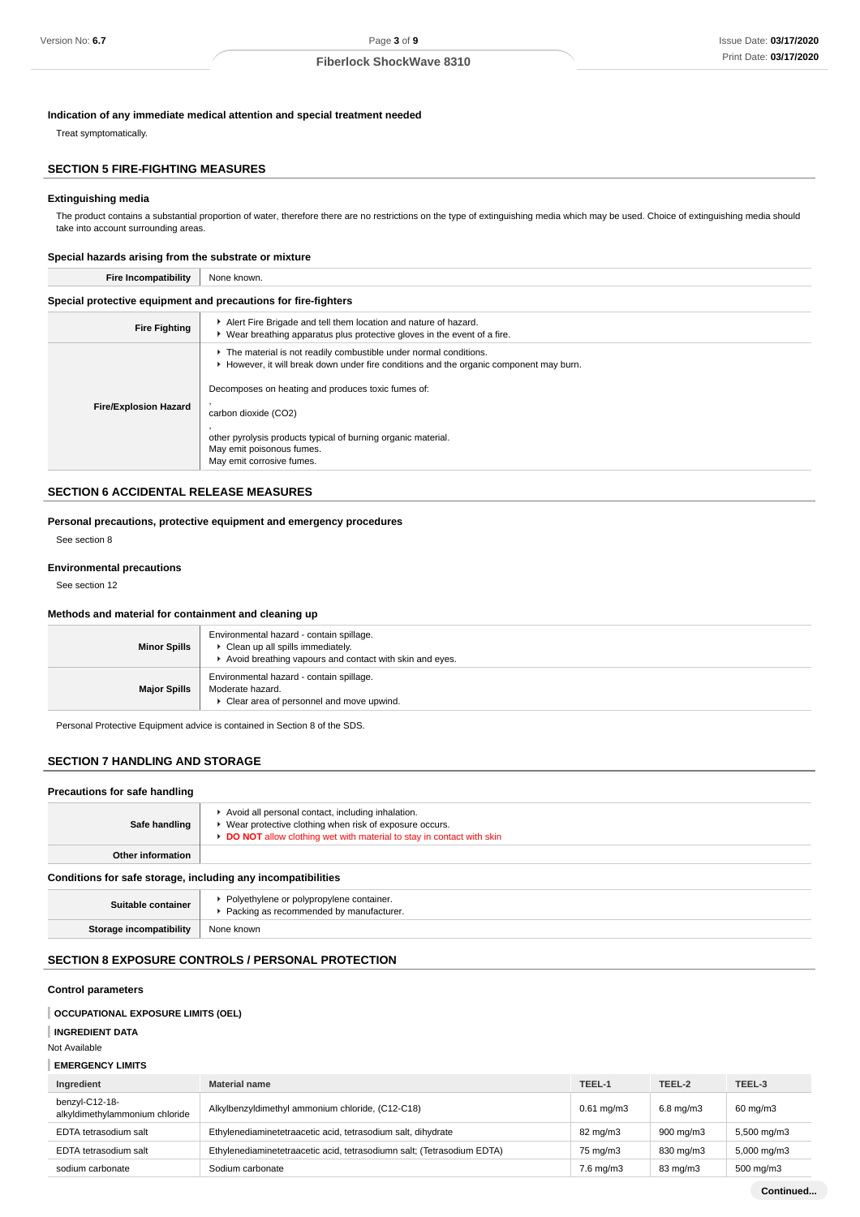### Indication of any immediate medical attention and special treatment needed

Treat symptomatically.

## SECTION 5 FIRE-FIGHTING MEASURES

### Extinguishing media

The product contains a substantial proportion of water, therefore there are no restrictions on the type of extinguishing media which may be used. Choice of extinguishing media should take into account surrounding areas.

### Special hazards arising from the substrate or mixture

| | |
|---|---|
| **Fire Incompatibility** | None known. |

### Special protective equipment and precautions for fire-fighters

| | |
|---|---|
| **Fire Fighting** | ▸ Alert Fire Brigade and tell them location and nature of hazard.<br>▸ Wear breathing apparatus plus protective gloves in the event of a fire. |
| **Fire/Explosion Hazard** | ▸ The material is not readily combustible under normal conditions.<br>▸ However, it will break down under fire conditions and the organic component may burn.<br><br>Decomposes on heating and produces toxic fumes of:<br>,<br>carbon dioxide ($CO_2$)<br>,<br>other pyrolysis products typical of burning organic material.<br>May emit poisonous fumes.<br>May emit corrosive fumes. |

## SECTION 6 ACCIDENTAL RELEASE MEASURES

### Personal precautions, protective equipment and emergency procedures

See section 8

### Environmental precautions

See section 12

### Methods and material for containment and cleaning up

| | |
|---|---|
| **Minor Spills** | Environmental hazard - contain spillage.<br>▸ Clean up all spills immediately.<br>▸ Avoid breathing vapours and contact with skin and eyes. |
| **Major Spills** | Environmental hazard - contain spillage.<br>Moderate hazard.<br>▸ Clear area of personnel and move upwind. |

Personal Protective Equipment advice is contained in Section 8 of the SDS.

## SECTION 7 HANDLING AND STORAGE

### Precautions for safe handling

| | |
|---|---|
| **Safe handling** | ▸ Avoid all personal contact, including inhalation.<br>▸ Wear protective clothing when risk of exposure occurs.<br>▸ **DO NOT** allow clothing wet with material to stay in contact with skin |
| **Other information** | |

### Conditions for safe storage, including any incompatibilities

| | |
|---|---|
| **Suitable container** | ▸ Polyethylene or polypropylene container.<br>▸ Packing as recommended by manufacturer. |
| **Storage incompatibility** | None known |

## SECTION 8 EXPOSURE CONTROLS / PERSONAL PROTECTION

### Control parameters

**OCCUPATIONAL EXPOSURE LIMITS (OEL)**

**INGREDIENT DATA**

Not Available

**EMERGENCY LIMITS**

| Ingredient | Material name | TEEL-1 | TEEL-2 | TEEL-3 |
|---|---|---|---|---|
| benzyl-C12-18-alkyldimethylammonium chloride | Alkylbenzyldimethyl ammonium chloride, (C12-C18) | 0.61 mg/m3 | 6.8 mg/m3 | 60 mg/m3 |
| EDTA tetrasodium salt | Ethylenediaminetetraacetic acid, tetrasodium salt, dihydrate | 82 mg/m3 | 900 mg/m3 | 5,500 mg/m3 |
| EDTA tetrasodium salt | Ethylenediaminetetraacetic acid, tetrasodiumn salt; (Tetrasodium EDTA) | 75 mg/m3 | 830 mg/m3 | 5,000 mg/m3 |
| sodium carbonate | Sodium carbonate | 7.6 mg/m3 | 83 mg/m3 | 500 mg/m3 |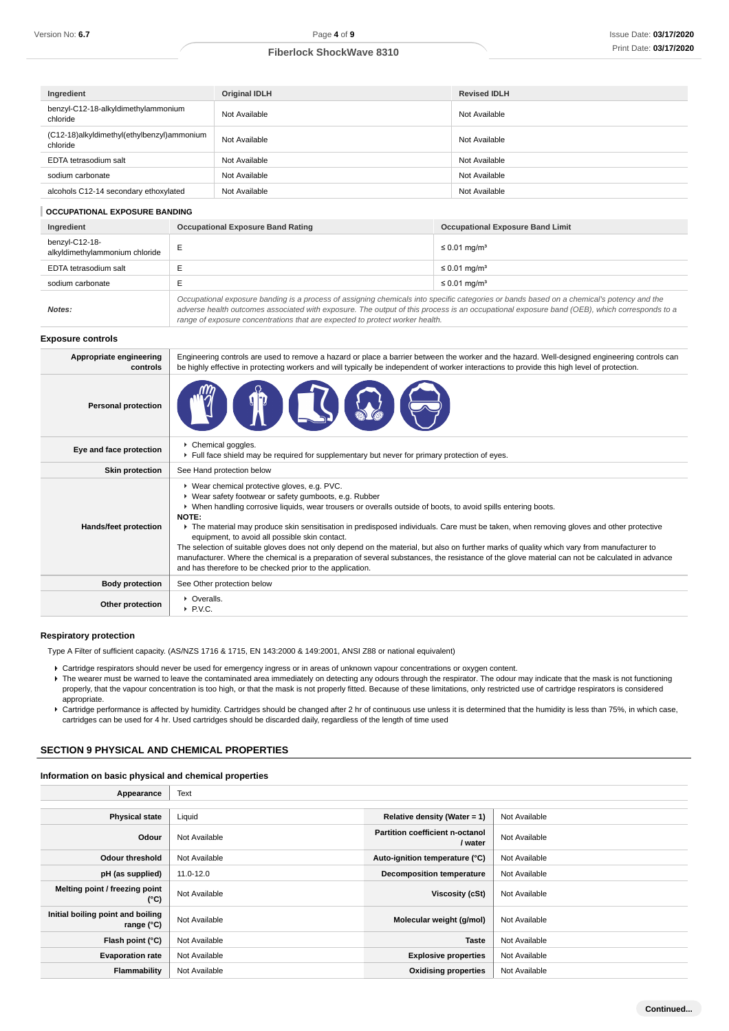| Ingredient | Original IDLH | Revised IDLH |
|---|---|---|
| benzyl-C12-18-alkyldimethylammonium chloride | Not Available | Not Available |
| (C12-18)alkyldimethyl(ethylbenzyl)ammonium chloride | Not Available | Not Available |
| EDTA tetrasodium salt | Not Available | Not Available |
| sodium carbonate | Not Available | Not Available |
| alcohols C12-14 secondary ethoxylated | Not Available | Not Available |

### OCCUPATIONAL EXPOSURE BANDING

| Ingredient | Occupational Exposure Band Rating | Occupational Exposure Band Limit |
|---|---|---|
| benzyl-C12-18-alkyldimethylammonium chloride | E | ≤ 0.01 mg/m³ |
| EDTA tetrasodium salt | E | ≤ 0.01 mg/m³ |
| sodium carbonate | E | ≤ 0.01 mg/m³ |
| ***Notes:*** | *Occupational exposure banding is a process of assigning chemicals into specific categories or bands based on a chemical's potency and the adverse health outcomes associated with exposure. The output of this process is an occupational exposure band (OEB), which corresponds to a range of exposure concentrations that are expected to protect worker health.* | |

### Exposure controls

| | |
|---|---|
| **Appropriate engineering controls** | Engineering controls are used to remove a hazard or place a barrier between the worker and the hazard. Well-designed engineering controls can be highly effective in protecting workers and will typically be independent of worker interactions to provide this high level of protection. |
| **Personal protection** | |
| **Eye and face protection** | ▸ Chemical goggles.<br>▸ Full face shield may be required for supplementary but never for primary protection of eyes. |
| **Skin protection** | See Hand protection below |
| **Hands/feet protection** | ▸ Wear chemical protective gloves, e.g. PVC.<br>▸ Wear safety footwear or safety gumboots, e.g. Rubber<br>▸ When handling corrosive liquids, wear trousers or overalls outside of boots, to avoid spills entering boots.<br>**NOTE:**<br>▸ The material may produce skin sensitisation in predisposed individuals. Care must be taken, when removing gloves and other protective equipment, to avoid all possible skin contact.<br>The selection of suitable gloves does not only depend on the material, but also on further marks of quality which vary from manufacturer to manufacturer. Where the chemical is a preparation of several substances, the resistance of the glove material can not be calculated in advance and has therefore to be checked prior to the application. |
| **Body protection** | See Other protection below |
| **Other protection** | ▸ Overalls.<br>▸ P.V.C. |

### Respiratory protection

Type A Filter of sufficient capacity. (AS/NZS 1716 & 1715, EN 143:2000 & 149:2001, ANSI Z88 or national equivalent)

- Cartridge respirators should never be used for emergency ingress or in areas of unknown vapour concentrations or oxygen content.
- The wearer must be warned to leave the contaminated area immediately on detecting any odours through the respirator. The odour may indicate that the mask is not functioning properly, that the vapour concentration is too high, or that the mask is not properly fitted. Because of these limitations, only restricted use of cartridge respirators is considered appropriate.
- Cartridge performance is affected by humidity. Cartridges should be changed after 2 hr of continuous use unless it is determined that the humidity is less than 75%, in which case, cartridges can be used for 4 hr. Used cartridges should be discarded daily, regardless of the length of time used

## SECTION 9 PHYSICAL AND CHEMICAL PROPERTIES

### Information on basic physical and chemical properties

| | | | |
|---|---|---|---|
| **Appearance** | Text | | |
| **Physical state** | Liquid | **Relative density (Water = 1)** | Not Available |
| **Odour** | Not Available | **Partition coefficient n-octanol / water** | Not Available |
| **Odour threshold** | Not Available | **Auto-ignition temperature (°C)** | Not Available |
| **pH (as supplied)** | 11.0-12.0 | **Decomposition temperature** | Not Available |
| **Melting point / freezing point (°C)** | Not Available | **Viscosity (cSt)** | Not Available |
| **Initial boiling point and boiling range (°C)** | Not Available | **Molecular weight (g/mol)** | Not Available |
| **Flash point (°C)** | Not Available | **Taste** | Not Available |
| **Evaporation rate** | Not Available | **Explosive properties** | Not Available |
| **Flammability** | Not Available | **Oxidising properties** | Not Available |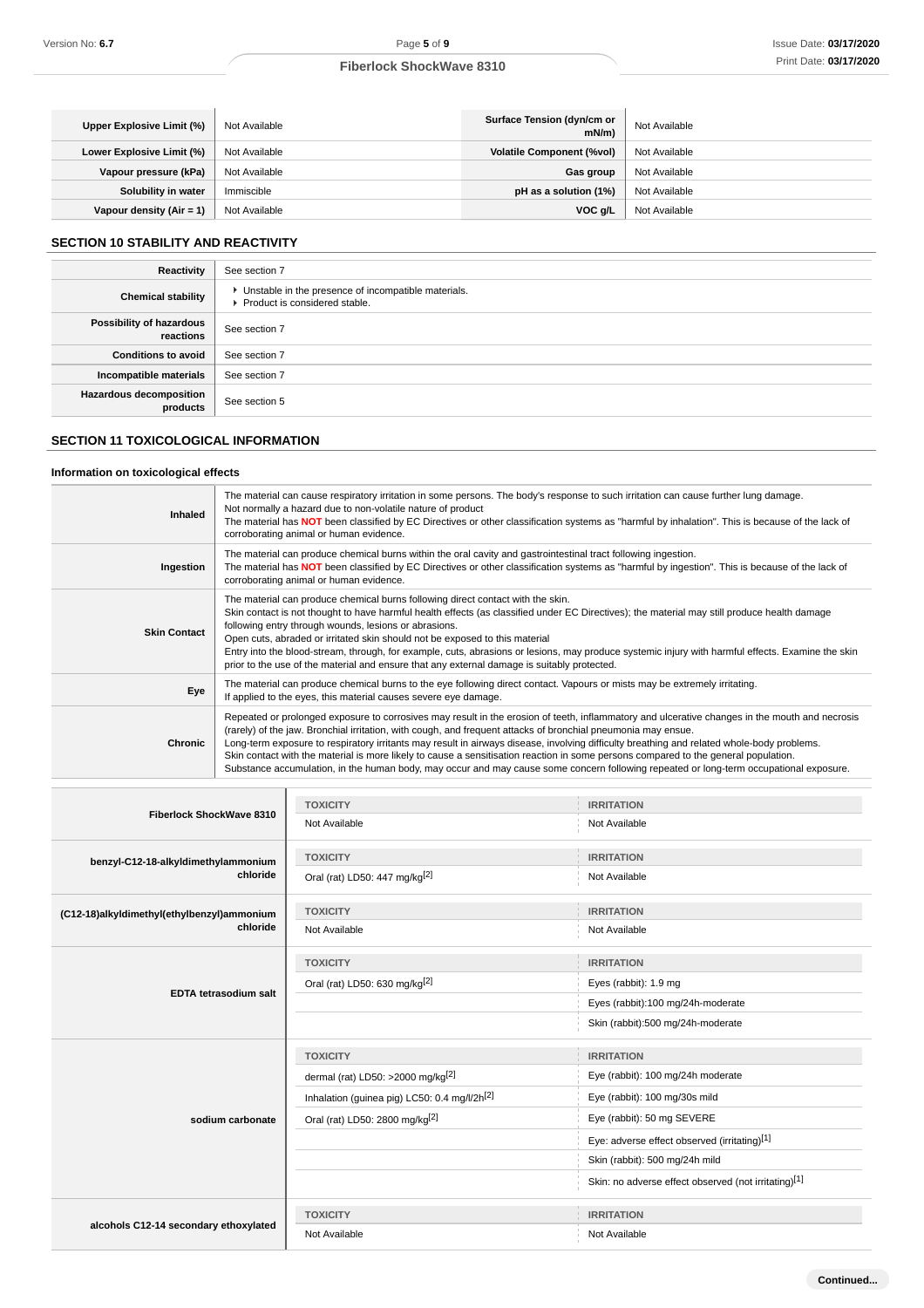| | | | |
|---|---|---|---|
| **Upper Explosive Limit (%)** | Not Available | **Surface Tension (dyn/cm or mN/m)** | Not Available |
| **Lower Explosive Limit (%)** | Not Available | **Volatile Component (%vol)** | Not Available |
| **Vapour pressure (kPa)** | Not Available | **Gas group** | Not Available |
| **Solubility in water** | Immiscible | **pH as a solution (1%)** | Not Available |
| **Vapour density (Air = 1)** | Not Available | **VOC g/L** | Not Available |

## SECTION 10 STABILITY AND REACTIVITY

| | |
|---|---|
| **Reactivity** | See section 7 |
| **Chemical stability** | ▸ Unstable in the presence of incompatible materials.<br>▸ Product is considered stable. |
| **Possibility of hazardous reactions** | See section 7 |
| **Conditions to avoid** | See section 7 |
| **Incompatible materials** | See section 7 |
| **Hazardous decomposition products** | See section 5 |

## SECTION 11 TOXICOLOGICAL INFORMATION

### Information on toxicological effects

| | |
|---|---|
| **Inhaled** | The material can cause respiratory irritation in some persons. The body's response to such irritation can cause further lung damage.<br>Not normally a hazard due to non-volatile nature of product<br>The material has **NOT** been classified by EC Directives or other classification systems as "harmful by inhalation". This is because of the lack of corroborating animal or human evidence. |
| **Ingestion** | The material can produce chemical burns within the oral cavity and gastrointestinal tract following ingestion.<br>The material has **NOT** been classified by EC Directives or other classification systems as "harmful by ingestion". This is because of the lack of corroborating animal or human evidence. |
| **Skin Contact** | The material can produce chemical burns following direct contact with the skin.<br>Skin contact is not thought to have harmful health effects (as classified under EC Directives); the material may still produce health damage following entry through wounds, lesions or abrasions.<br>Open cuts, abraded or irritated skin should not be exposed to this material<br>Entry into the blood-stream, through, for example, cuts, abrasions or lesions, may produce systemic injury with harmful effects. Examine the skin prior to the use of the material and ensure that any external damage is suitably protected. |
| **Eye** | The material can produce chemical burns to the eye following direct contact. Vapours or mists may be extremely irritating.<br>If applied to the eyes, this material causes severe eye damage. |
| **Chronic** | Repeated or prolonged exposure to corrosives may result in the erosion of teeth, inflammatory and ulcerative changes in the mouth and necrosis (rarely) of the jaw. Bronchial irritation, with cough, and frequent attacks of bronchial pneumonia may ensue.<br>Long-term exposure to respiratory irritants may result in airways disease, involving difficulty breathing and related whole-body problems.<br>Skin contact with the material is more likely to cause a sensitisation reaction in some persons compared to the general population.<br>Substance accumulation, in the human body, may occur and may cause some concern following repeated or long-term occupational exposure. |

| | TOXICITY | IRRITATION |
|---|---|---|
| **Fiberlock ShockWave 8310** | Not Available | Not Available |
| **benzyl-C12-18-alkyldimethylammonium chloride** | Oral (rat) LD50: 447 mg/kg[2] | Not Available |
| **(C12-18)alkyldimethyl(ethylbenzyl)ammonium chloride** | Not Available | Not Available |
| **EDTA tetrasodium salt** | Oral (rat) LD50: 630 mg/kg[2] | Eyes (rabbit): 1.9 mg |
| | | Eyes (rabbit):100 mg/24h-moderate |
| | | Skin (rabbit):500 mg/24h-moderate |
| **sodium carbonate** | dermal (rat) LD50: >2000 mg/kg[2] | Eye (rabbit): 100 mg/24h moderate |
| | Inhalation (guinea pig) LC50: 0.4 mg/l/2h[2] | Eye (rabbit): 100 mg/30s mild |
| | Oral (rat) LD50: 2800 mg/kg[2] | Eye (rabbit): 50 mg SEVERE |
| | | Eye: adverse effect observed (irritating)[1] |
| | | Skin (rabbit): 500 mg/24h mild |
| | | Skin: no adverse effect observed (not irritating)[1] |
| **alcohols C12-14 secondary ethoxylated** | Not Available | Not Available |

Continued...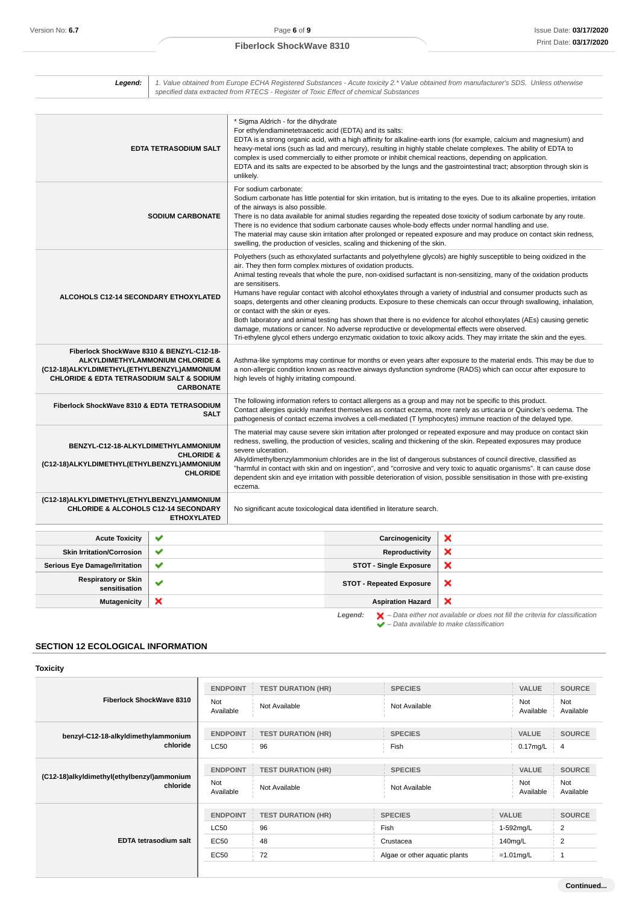| Legend: | 1. Value obtained from Europe ECHA Registered Substances - Acute toxicity 2.* Value obtained from manufacturer's SDS. Unless otherwise specified data extracted from RTECS - Register of Toxic Effect of chemical Substances |
|---|---|

| | |
|---|---|
| **EDTA TETRASODIUM SALT** | * Sigma Aldrich - for the dihydrate<br>For ethylendiaminetetraacetic acid (EDTA) and its salts:<br>EDTA is a strong organic acid, with a high affinity for alkaline-earth ions (for example, calcium and magnesium) and heavy-metal ions (such as lad and mercury), resulting in highly stable chelate complexes. The ability of EDTA to complex is used commercially to either promote or inhibit chemical reactions, depending on application.<br>EDTA and its salts are expected to be absorbed by the lungs and the gastrointestinal tract; absorption through skin is unlikely. |
| **SODIUM CARBONATE** | For sodium carbonate:<br>Sodium carbonate has little potential for skin irritation, but is irritating to the eyes. Due to its alkaline properties, irritation of the airways is also possible.<br>There is no data available for animal studies regarding the repeated dose toxicity of sodium carbonate by any route.<br>There is no evidence that sodium carbonate causes whole-body effects under normal handling and use.<br>The material may cause skin irritation after prolonged or repeated exposure and may produce on contact skin redness, swelling, the production of vesicles, scaling and thickening of the skin. |
| **ALCOHOLS C12-14 SECONDARY ETHOXYLATED** | Polyethers (such as ethoxylated surfactants and polyethylene glycols) are highly susceptible to being oxidized in the air. They then form complex mixtures of oxidation products.<br>Animal testing reveals that whole the pure, non-oxidised surfactant is non-sensitizing, many of the oxidation products are sensitisers.<br>Humans have regular contact with alcohol ethoxylates through a variety of industrial and consumer products such as soaps, detergents and other cleaning products. Exposure to these chemicals can occur through swallowing, inhalation, or contact with the skin or eyes.<br>Both laboratory and animal testing has shown that there is no evidence for alcohol ethoxylates (AEs) causing genetic damage, mutations or cancer. No adverse reproductive or developmental effects were observed.<br>Tri-ethylene glycol ethers undergo enzymatic oxidation to toxic alkoxy acids. They may irritate the skin and the eyes. |
| **Fiberlock ShockWave 8310 & BENZYL-C12-18-ALKYLDIMETHYLAMMONIUM CHLORIDE & (C12-18)ALKYLDIMETHYL(ETHYLBENZYL)AMMONIUM CHLORIDE & EDTA TETRASODIUM SALT & SODIUM CARBONATE** | Asthma-like symptoms may continue for months or even years after exposure to the material ends. This may be due to a non-allergic condition known as reactive airways dysfunction syndrome (RADS) which can occur after exposure to high levels of highly irritating compound. |
| **Fiberlock ShockWave 8310 & EDTA TETRASODIUM SALT** | The following information refers to contact allergens as a group and may not be specific to this product.<br>Contact allergies quickly manifest themselves as contact eczema, more rarely as urticaria or Quincke's oedema. The pathogenesis of contact eczema involves a cell-mediated (T lymphocytes) immune reaction of the delayed type. |
| **BENZYL-C12-18-ALKYLDIMETHYLAMMONIUM CHLORIDE & (C12-18)ALKYLDIMETHYL(ETHYLBENZYL)AMMONIUM CHLORIDE** | The material may cause severe skin irritation after prolonged or repeated exposure and may produce on contact skin redness, swelling, the production of vesicles, scaling and thickening of the skin. Repeated exposures may produce severe ulceration.<br>Alkyldimethylbenzylammonium chlorides are in the list of dangerous substances of council directive, classified as "harmful in contact with skin and on ingestion", and "corrosive and very toxic to aquatic organisms". It can cause dose dependent skin and eye irritation with possible deterioration of vision, possible sensitisation in those with pre-existing eczema. |
| **(C12-18)ALKYLDIMETHYL(ETHYLBENZYL)AMMONIUM CHLORIDE & ALCOHOLS C12-14 SECONDARY ETHOXYLATED** | No significant acute toxicological data identified in literature search. |

| | | | |
|---|---|---|---|
| **Acute Toxicity** | ✔ | **Carcinogenicity** | ✘ |
| **Skin Irritation/Corrosion** | ✔ | **Reproductivity** | ✘ |
| **Serious Eye Damage/Irritation** | ✔ | **STOT - Single Exposure** | ✘ |
| **Respiratory or Skin sensitisation** | ✔ | **STOT - Repeated Exposure** | ✘ |
| **Mutagenicity** | ✘ | **Aspiration Hazard** | ✘ |

*Legend:* ✘ – Data either not available or does not fill the criteria for classification
✔ – Data available to make classification

## SECTION 12 ECOLOGICAL INFORMATION

### Toxicity

| | ENDPOINT | TEST DURATION (HR) | SPECIES | VALUE | SOURCE |
|---|---|---|---|---|---|
| **Fiberlock ShockWave 8310** | Not Available | Not Available | Not Available | Not Available | Not Available |
| **benzyl-C12-18-alkyldimethylammonium chloride** | LC50 | 96 | Fish | 0.17mg/L | 4 |
| **(C12-18)alkyldimethyl(ethylbenzyl)ammonium chloride** | Not Available | Not Available | Not Available | Not Available | Not Available |
| **EDTA tetrasodium salt** | LC50 | 96 | Fish | 1-592mg/L | 2 |
| | EC50 | 48 | Crustacea | 140mg/L | 2 |
| | EC50 | 72 | Algae or other aquatic plants | =1.01mg/L | 1 |

Continued...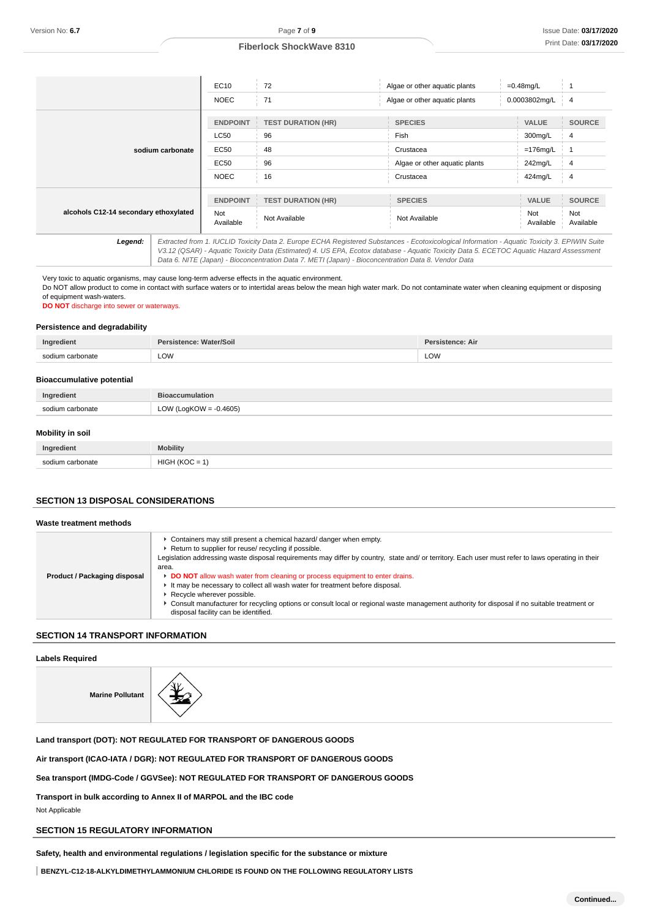|  |  |  |  |  |  |
|---|---|---|---|---|---|
|  | EC10 | 72 | Algae or other aquatic plants | =0.48mg/L | 1 |
|  | NOEC | 71 | Algae or other aquatic plants | 0.0003802mg/L | 4 |
| sodium carbonate | ENDPOINT | TEST DURATION (HR) | SPECIES | VALUE | SOURCE |
|  | LC50 | 96 | Fish | 300mg/L | 4 |
|  | EC50 | 48 | Crustacea | =176mg/L | 1 |
|  | EC50 | 96 | Algae or other aquatic plants | 242mg/L | 4 |
|  | NOEC | 16 | Crustacea | 424mg/L | 4 |
| alcohols C12-14 secondary ethoxylated | ENDPOINT | TEST DURATION (HR) | SPECIES | VALUE | SOURCE |
|  | Not Available | Not Available | Not Available | Not Available | Not Available |

**Legend:** *Extracted from 1. IUCLID Toxicity Data 2. Europe ECHA Registered Substances - Ecotoxicological Information - Aquatic Toxicity 3. EPIWIN Suite V3.12 (QSAR) - Aquatic Toxicity Data (Estimated) 4. US EPA, Ecotox database - Aquatic Toxicity Data 5. ECETOC Aquatic Hazard Assessment Data 6. NITE (Japan) - Bioconcentration Data 7. METI (Japan) - Bioconcentration Data 8. Vendor Data*

Very toxic to aquatic organisms, may cause long-term adverse effects in the aquatic environment.
Do NOT allow product to come in contact with surface waters or to intertidal areas below the mean high water mark. Do not contaminate water when cleaning equipment or disposing of equipment wash-waters.
**DO NOT** discharge into sewer or waterways.

### Persistence and degradability

| Ingredient | Persistence: Water/Soil | Persistence: Air |
|---|---|---|
| sodium carbonate | LOW | LOW |

### Bioaccumulative potential

| Ingredient | Bioaccumulation |
|---|---|
| sodium carbonate | LOW (LogKOW = -0.4605) |

### Mobility in soil

| Ingredient | Mobility |
|---|---|
| sodium carbonate | HIGH (KOC = 1) |

## SECTION 13 DISPOSAL CONSIDERATIONS

### Waste treatment methods

**Product / Packaging disposal**

- Containers may still present a chemical hazard/ danger when empty.
- Return to supplier for reuse/ recycling if possible.

Legislation addressing waste disposal requirements may differ by country, state and/ or territory. Each user must refer to laws operating in their area.

- **DO NOT** allow wash water from cleaning or process equipment to enter drains.
- It may be necessary to collect all wash water for treatment before disposal.
- Recycle wherever possible.
- Consult manufacturer for recycling options or consult local or regional waste management authority for disposal if no suitable treatment or disposal facility can be identified.

## SECTION 14 TRANSPORT INFORMATION

### Labels Required

**Marine Pollutant**

**Land transport (DOT): NOT REGULATED FOR TRANSPORT OF DANGEROUS GOODS**

**Air transport (ICAO-IATA / DGR): NOT REGULATED FOR TRANSPORT OF DANGEROUS GOODS**

**Sea transport (IMDG-Code / GGVSee): NOT REGULATED FOR TRANSPORT OF DANGEROUS GOODS**

**Transport in bulk according to Annex II of MARPOL and the IBC code**

Not Applicable

## SECTION 15 REGULATORY INFORMATION

### Safety, health and environmental regulations / legislation specific for the substance or mixture

**BENZYL-C12-18-ALKYLDIMETHYLAMMONIUM CHLORIDE IS FOUND ON THE FOLLOWING REGULATORY LISTS**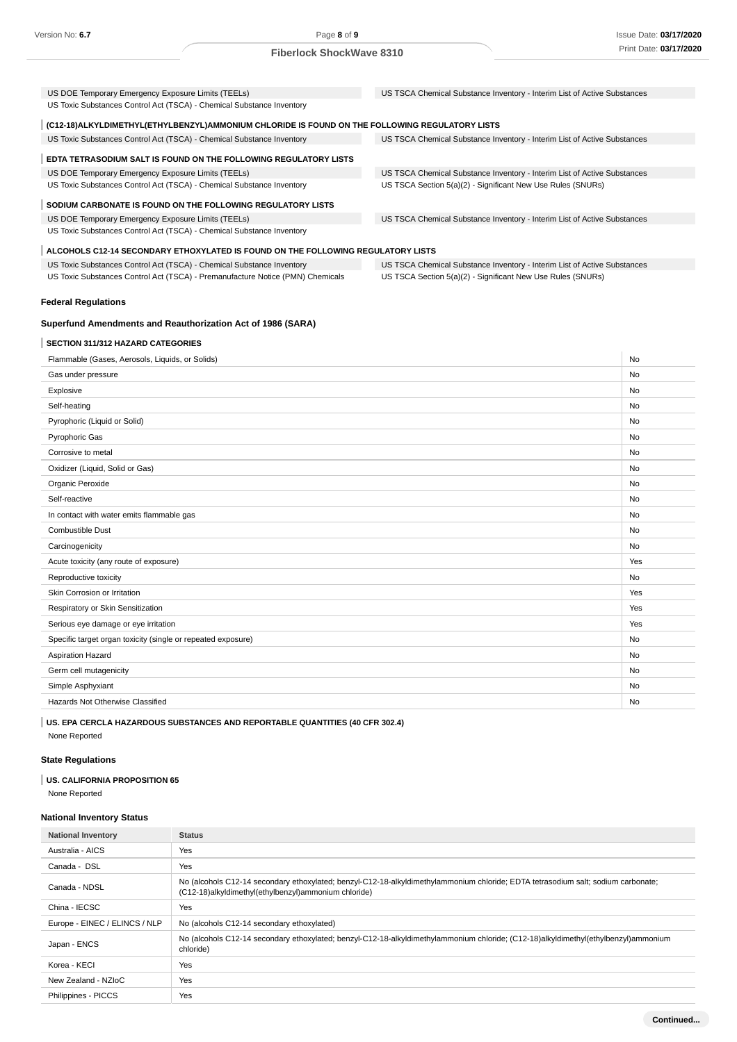| | |
|---|---|
| US DOE Temporary Emergency Exposure Limits (TEELs) | US TSCA Chemical Substance Inventory - Interim List of Active Substances |
| US Toxic Substances Control Act (TSCA) - Chemical Substance Inventory | |

**(C12-18)ALKYLDIMETHYL(ETHYLBENZYL)AMMONIUM CHLORIDE IS FOUND ON THE FOLLOWING REGULATORY LISTS**

| | |
|---|---|
| US Toxic Substances Control Act (TSCA) - Chemical Substance Inventory | US TSCA Chemical Substance Inventory - Interim List of Active Substances |

**EDTA TETRASODIUM SALT IS FOUND ON THE FOLLOWING REGULATORY LISTS**

| | |
|---|---|
| US DOE Temporary Emergency Exposure Limits (TEELs) | US TSCA Chemical Substance Inventory - Interim List of Active Substances |
| US Toxic Substances Control Act (TSCA) - Chemical Substance Inventory | US TSCA Section 5(a)(2) - Significant New Use Rules (SNURs) |

**SODIUM CARBONATE IS FOUND ON THE FOLLOWING REGULATORY LISTS**

| | |
|---|---|
| US DOE Temporary Emergency Exposure Limits (TEELs) | US TSCA Chemical Substance Inventory - Interim List of Active Substances |
| US Toxic Substances Control Act (TSCA) - Chemical Substance Inventory | |

**ALCOHOLS C12-14 SECONDARY ETHOXYLATED IS FOUND ON THE FOLLOWING REGULATORY LISTS**

| | |
|---|---|
| US Toxic Substances Control Act (TSCA) - Chemical Substance Inventory | US TSCA Chemical Substance Inventory - Interim List of Active Substances |
| US Toxic Substances Control Act (TSCA) - Premanufacture Notice (PMN) Chemicals | US TSCA Section 5(a)(2) - Significant New Use Rules (SNURs) |

### Federal Regulations

#### Superfund Amendments and Reauthorization Act of 1986 (SARA)

**SECTION 311/312 HAZARD CATEGORIES**

| | |
|---|---|
| Flammable (Gases, Aerosols, Liquids, or Solids) | No |
| Gas under pressure | No |
| Explosive | No |
| Self-heating | No |
| Pyrophoric (Liquid or Solid) | No |
| Pyrophoric Gas | No |
| Corrosive to metal | No |
| Oxidizer (Liquid, Solid or Gas) | No |
| Organic Peroxide | No |
| Self-reactive | No |
| In contact with water emits flammable gas | No |
| Combustible Dust | No |
| Carcinogenicity | No |
| Acute toxicity (any route of exposure) | Yes |
| Reproductive toxicity | No |
| Skin Corrosion or Irritation | Yes |
| Respiratory or Skin Sensitization | Yes |
| Serious eye damage or eye irritation | Yes |
| Specific target organ toxicity (single or repeated exposure) | No |
| Aspiration Hazard | No |
| Germ cell mutagenicity | No |
| Simple Asphyxiant | No |
| Hazards Not Otherwise Classified | No |

**US. EPA CERCLA HAZARDOUS SUBSTANCES AND REPORTABLE QUANTITIES (40 CFR 302.4)**

None Reported

### State Regulations

**US. CALIFORNIA PROPOSITION 65**

None Reported

### National Inventory Status

| National Inventory | Status |
|---|---|
| Australia - AICS | Yes |
| Canada - DSL | Yes |
| Canada - NDSL | No (alcohols C12-14 secondary ethoxylated; benzyl-C12-18-alkyldimethylammonium chloride; EDTA tetrasodium salt; sodium carbonate; (C12-18)alkyldimethyl(ethylbenzyl)ammonium chloride) |
| China - IECSC | Yes |
| Europe - EINEC / ELINCS / NLP | No (alcohols C12-14 secondary ethoxylated) |
| Japan - ENCS | No (alcohols C12-14 secondary ethoxylated; benzyl-C12-18-alkyldimethylammonium chloride; (C12-18)alkyldimethyl(ethylbenzyl)ammonium chloride) |
| Korea - KECI | Yes |
| New Zealand - NZIoC | Yes |
| Philippines - PICCS | Yes |

**Continued...**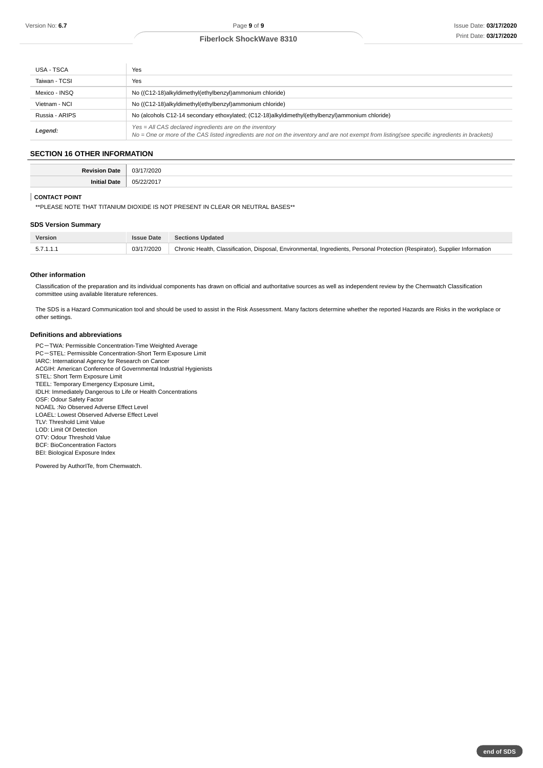| | |
|---|---|
| USA - TSCA | Yes |
| Taiwan - TCSI | Yes |
| Mexico - INSQ | No ((C12-18)alkyldimethyl(ethylbenzyl)ammonium chloride) |
| Vietnam - NCI | No ((C12-18)alkyldimethyl(ethylbenzyl)ammonium chloride) |
| Russia - ARIPS | No (alcohols C12-14 secondary ethoxylated; (C12-18)alkyldimethyl(ethylbenzyl)ammonium chloride) |
| **Legend:** | *Yes = All CAS declared ingredients are on the inventory*<br>*No = One or more of the CAS listed ingredients are not on the inventory and are not exempt from listing(see specific ingredients in brackets)* |

## SECTION 16 OTHER INFORMATION

| | |
|---|---|
| **Revision Date** | 03/17/2020 |
| **Initial Date** | 05/22/2017 |

### CONTACT POINT

**PLEASE NOTE THAT TITANIUM DIOXIDE IS NOT PRESENT IN CLEAR OR NEUTRAL BASES**

### SDS Version Summary

| Version | Issue Date | Sections Updated |
|---|---|---|
| 5.7.1.1.1 | 03/17/2020 | Chronic Health, Classification, Disposal, Environmental, Ingredients, Personal Protection (Respirator), Supplier Information |

### Other information

Classification of the preparation and its individual components has drawn on official and authoritative sources as well as independent review by the Chemwatch Classification committee using available literature references.

The SDS is a Hazard Communication tool and should be used to assist in the Risk Assessment. Many factors determine whether the reported Hazards are Risks in the workplace or other settings.

### Definitions and abbreviations

PC－TWA: Permissible Concentration-Time Weighted Average
PC－STEL: Permissible Concentration-Short Term Exposure Limit
IARC: International Agency for Research on Cancer
ACGIH: American Conference of Governmental Industrial Hygienists
STEL: Short Term Exposure Limit
TEEL: Temporary Emergency Exposure Limit。
IDLH: Immediately Dangerous to Life or Health Concentrations
OSF: Odour Safety Factor
NOAEL :No Observed Adverse Effect Level
LOAEL: Lowest Observed Adverse Effect Level
TLV: Threshold Limit Value
LOD: Limit Of Detection
OTV: Odour Threshold Value
BCF: BioConcentration Factors
BEI: Biological Exposure Index

Powered by AuthorITe, from Chemwatch.

end of SDS